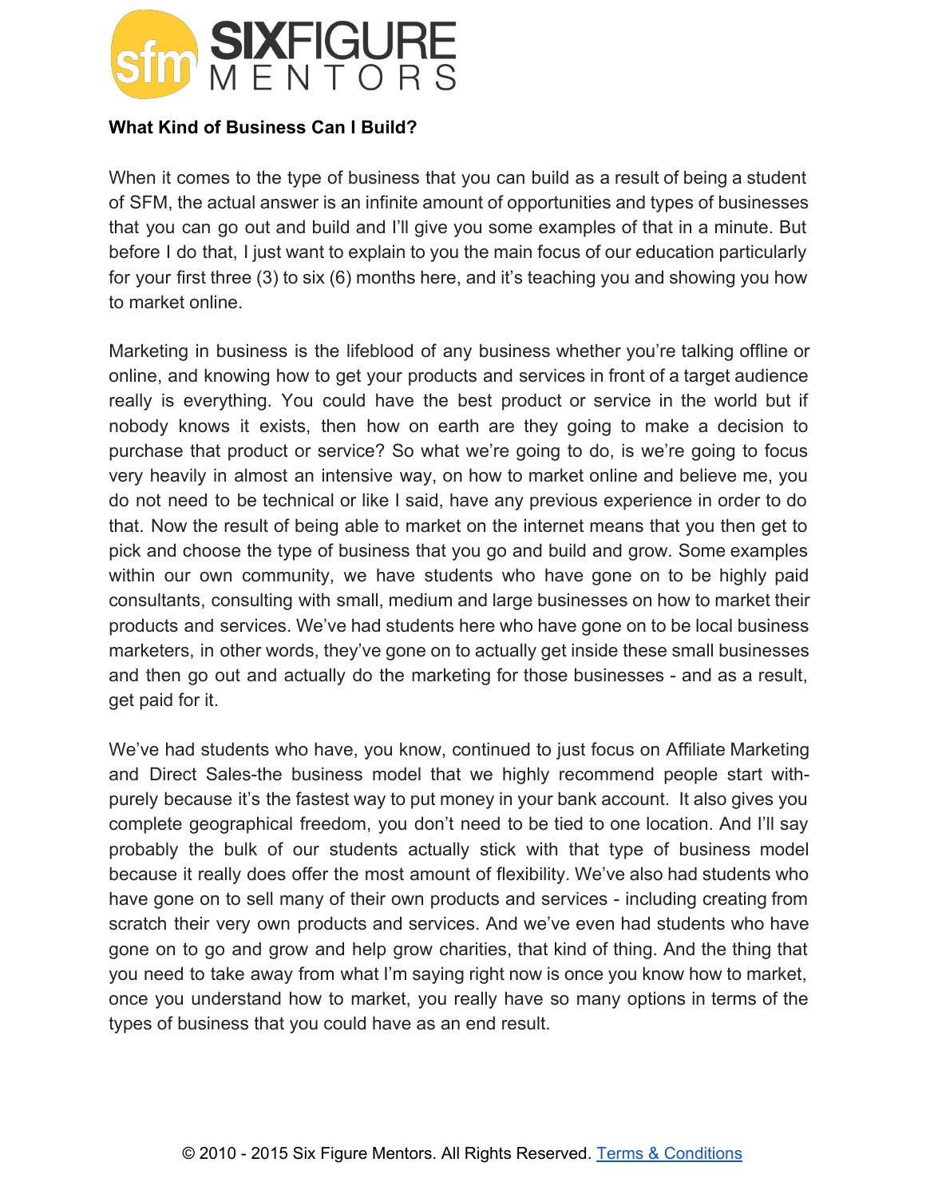**What Kind of Business Can I Build?**

When it comes to the type of business that you can build as a result of being a student of SFM, the actual answer is an infinite amount of opportunities and types of businesses that you can go out and build and I'll give you some examples of that in a minute. But before I do that, I just want to explain to you the main focus of our education particularly for your first three (3) to six (6) months here, and it's teaching you and showing you how to market online.

Marketing in business is the lifeblood of any business whether you're talking offline or online, and knowing how to get your products and services in front of a target audience really is everything. You could have the best product or service in the world but if nobody knows it exists, then how on earth are they going to make a decision to purchase that product or service? So what we're going to do, is we're going to focus very heavily in almost an intensive way, on how to market online and believe me, you do not need to be technical or like I said, have any previous experience in order to do that. Now the result of being able to market on the internet means that you then get to pick and choose the type of business that you go and build and grow. Some examples within our own community, we have students who have gone on to be highly paid consultants, consulting with small, medium and large businesses on how to market their products and services. We've had students here who have gone on to be local business marketers, in other words, they've gone on to actually get inside these small businesses and then go out and actually do the marketing for those businesses - and as a result, get paid for it.

We've had students who have, you know, continued to just focus on Affiliate Marketing and Direct Sales-the business model that we highly recommend people start with- purely because it's the fastest way to put money in your bank account. It also gives you complete geographical freedom, you don't need to be tied to one location. And I'll say probably the bulk of our students actually stick with that type of business model because it really does offer the most amount of flexibility. We've also had students who have gone on to sell many of their own products and services - including creating from scratch their very own products and services. And we've even had students who have gone on to go and grow and help grow charities, that kind of thing. And the thing that you need to take away from what I'm saying right now is once you know how to market, once you understand how to market, you really have so many options in terms of the types of business that you could have as an end result.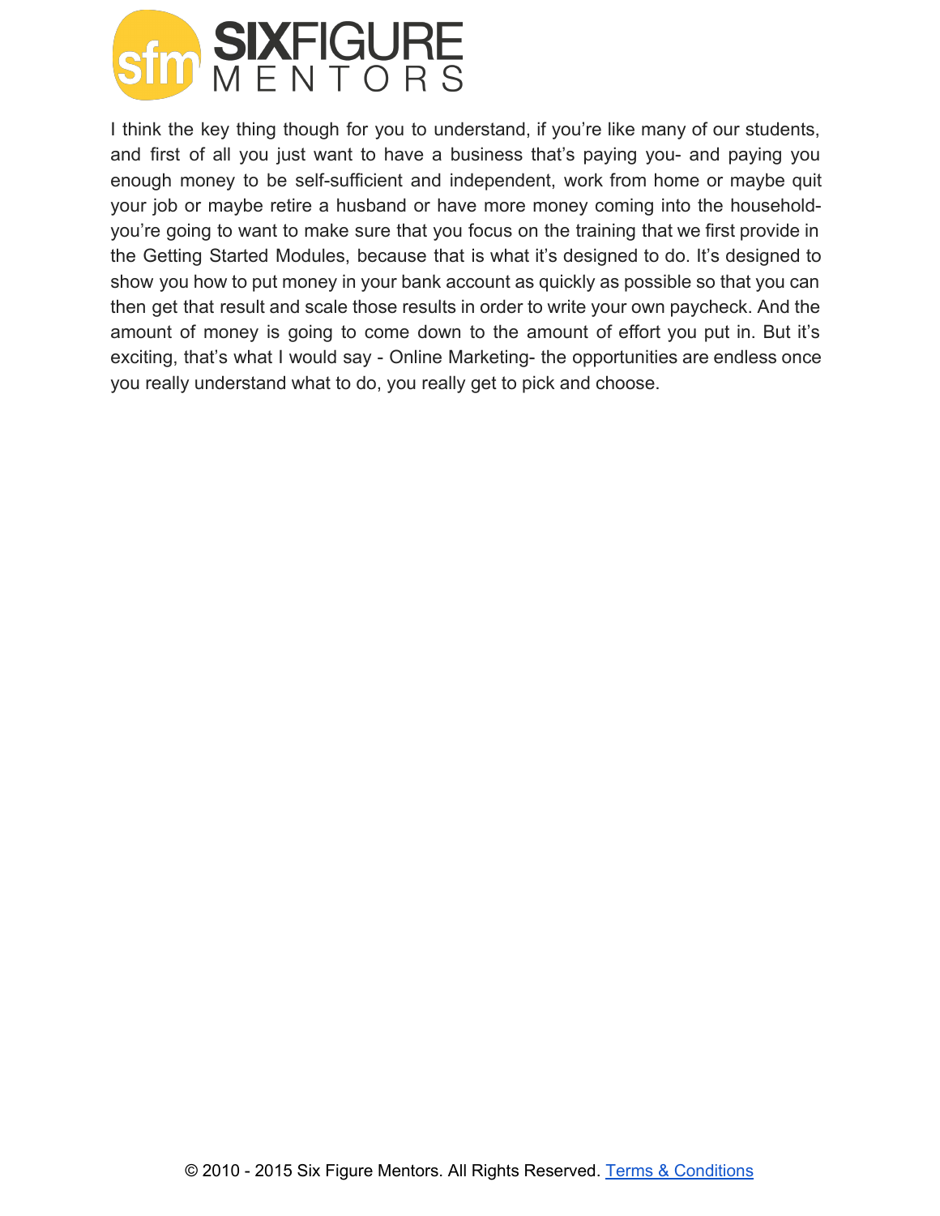I think the key thing though for you to understand, if you're like many of our students, and first of all you just want to have a business that's paying you- and paying you enough money to be self-sufficient and independent, work from home or maybe quit your job or maybe retire a husband or have more money coming into the household- you're going to want to make sure that you focus on the training that we first provide in the Getting Started Modules, because that is what it's designed to do. It's designed to show you how to put money in your bank account as quickly as possible so that you can then get that result and scale those results in order to write your own paycheck. And the amount of money is going to come down to the amount of effort you put in. But it's exciting, that's what I would say - Online Marketing- the opportunities are endless once you really understand what to do, you really get to pick and choose.